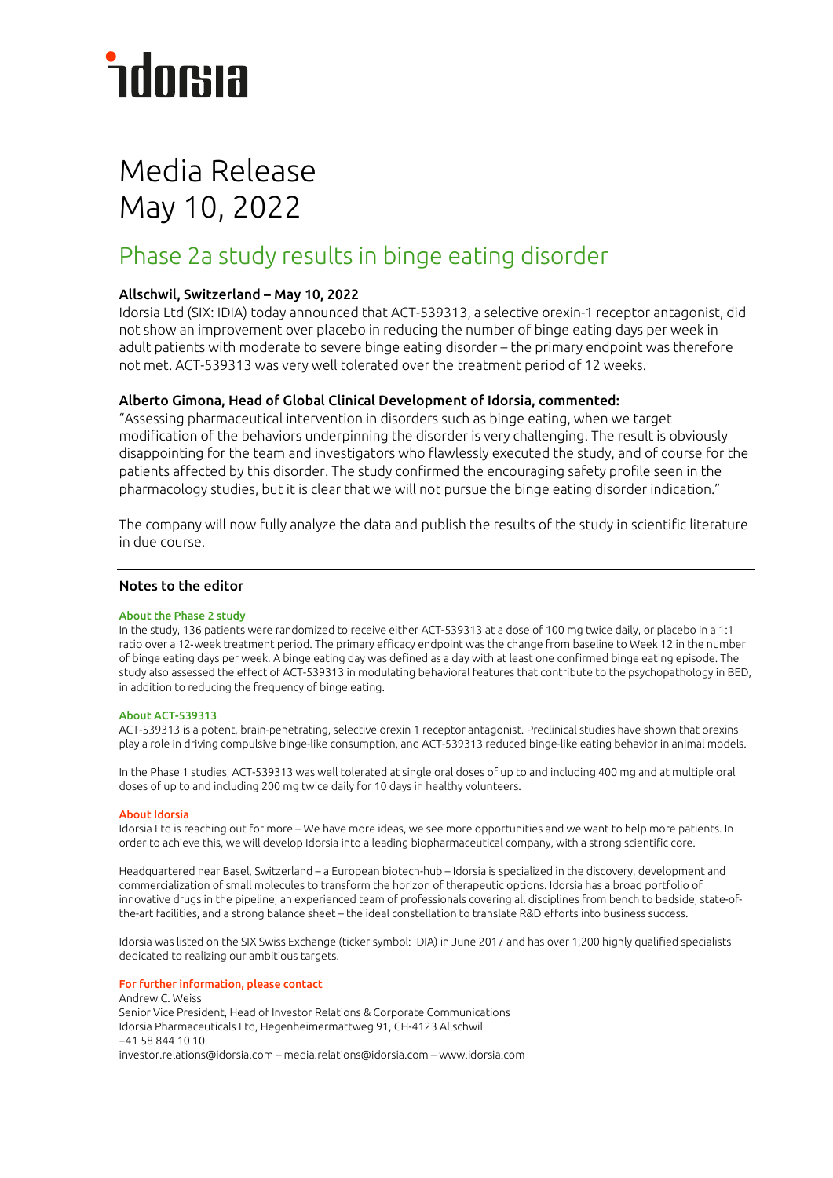# Media Release
May 10, 2022

## Phase 2a study results in binge eating disorder

**Allschwil, Switzerland – May 10, 2022**

Idorsia Ltd (SIX: IDIA) today announced that ACT-539313, a selective orexin-1 receptor antagonist, did not show an improvement over placebo in reducing the number of binge eating days per week in adult patients with moderate to severe binge eating disorder – the primary endpoint was therefore not met. ACT-539313 was very well tolerated over the treatment period of 12 weeks.

**Alberto Gimona, Head of Global Clinical Development of Idorsia, commented:**

"Assessing pharmaceutical intervention in disorders such as binge eating, when we target modification of the behaviors underpinning the disorder is very challenging. The result is obviously disappointing for the team and investigators who flawlessly executed the study, and of course for the patients affected by this disorder. The study confirmed the encouraging safety profile seen in the pharmacology studies, but it is clear that we will not pursue the binge eating disorder indication."

The company will now fully analyze the data and publish the results of the study in scientific literature in due course.

---

### Notes to the editor

**About the Phase 2 study**

In the study, 136 patients were randomized to receive either ACT-539313 at a dose of 100 mg twice daily, or placebo in a 1:1 ratio over a 12-week treatment period. The primary efficacy endpoint was the change from baseline to Week 12 in the number of binge eating days per week. A binge eating day was defined as a day with at least one confirmed binge eating episode. The study also assessed the effect of ACT-539313 in modulating behavioral features that contribute to the psychopathology in BED, in addition to reducing the frequency of binge eating.

**About ACT-539313**

ACT-539313 is a potent, brain-penetrating, selective orexin 1 receptor antagonist. Preclinical studies have shown that orexins play a role in driving compulsive binge-like consumption, and ACT-539313 reduced binge-like eating behavior in animal models.

In the Phase 1 studies, ACT-539313 was well tolerated at single oral doses of up to and including 400 mg and at multiple oral doses of up to and including 200 mg twice daily for 10 days in healthy volunteers.

**About Idorsia**

Idorsia Ltd is reaching out for more – We have more ideas, we see more opportunities and we want to help more patients. In order to achieve this, we will develop Idorsia into a leading biopharmaceutical company, with a strong scientific core.

Headquartered near Basel, Switzerland – a European biotech-hub – Idorsia is specialized in the discovery, development and commercialization of small molecules to transform the horizon of therapeutic options. Idorsia has a broad portfolio of innovative drugs in the pipeline, an experienced team of professionals covering all disciplines from bench to bedside, state-of-the-art facilities, and a strong balance sheet – the ideal constellation to translate R&D efforts into business success.

Idorsia was listed on the SIX Swiss Exchange (ticker symbol: IDIA) in June 2017 and has over 1,200 highly qualified specialists dedicated to realizing our ambitious targets.

**For further information, please contact**

Andrew C. Weiss
Senior Vice President, Head of Investor Relations & Corporate Communications
Idorsia Pharmaceuticals Ltd, Hegenheimermattweg 91, CH-4123 Allschwil
+41 58 844 10 10
investor.relations@idorsia.com – media.relations@idorsia.com – www.idorsia.com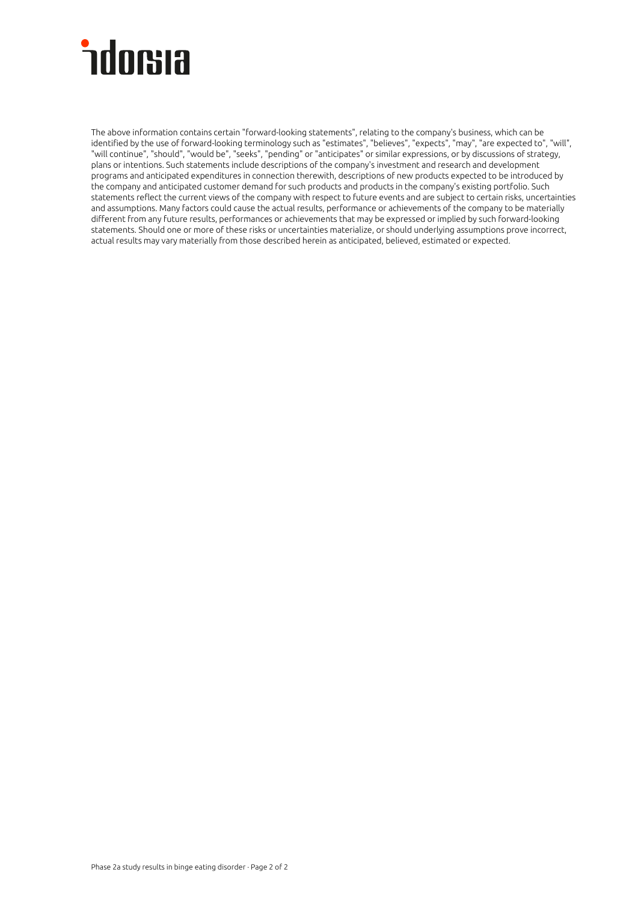The above information contains certain "forward-looking statements", relating to the company's business, which can be identified by the use of forward-looking terminology such as "estimates", "believes", "expects", "may", "are expected to", "will", "will continue", "should", "would be", "seeks", "pending" or "anticipates" or similar expressions, or by discussions of strategy, plans or intentions. Such statements include descriptions of the company's investment and research and development programs and anticipated expenditures in connection therewith, descriptions of new products expected to be introduced by the company and anticipated customer demand for such products and products in the company's existing portfolio. Such statements reflect the current views of the company with respect to future events and are subject to certain risks, uncertainties and assumptions. Many factors could cause the actual results, performance or achievements of the company to be materially different from any future results, performances or achievements that may be expressed or implied by such forward-looking statements. Should one or more of these risks or uncertainties materialize, or should underlying assumptions prove incorrect, actual results may vary materially from those described herein as anticipated, believed, estimated or expected.